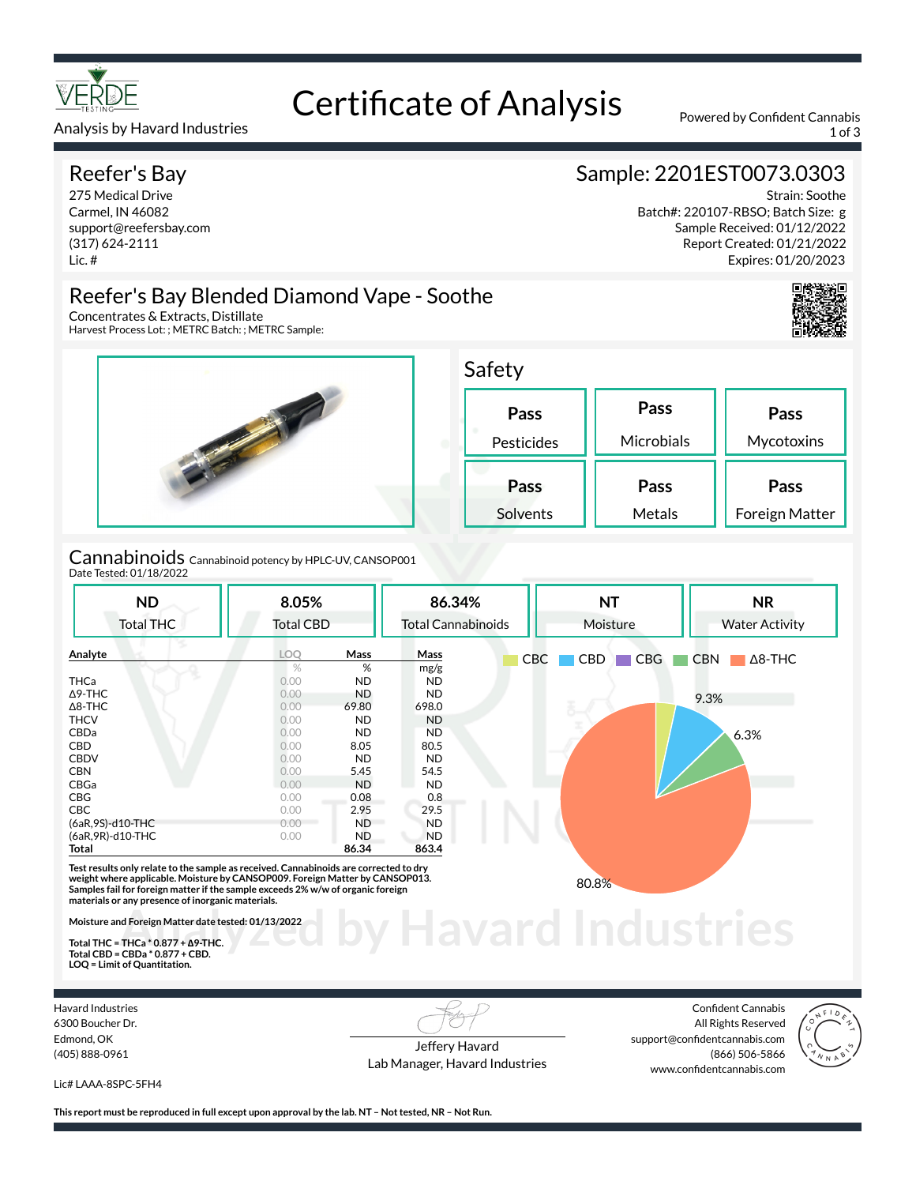# Certificate of Analysis

VERDE TESTING

Analysis by Havard Industries

Powered by Confident Cannabis

## Reefer's Bay

275 Medical Drive
Carmel, IN 46082
support@reefersbay.com
(317) 624-2111
Lic. #

## Sample: 2201EST0073.0303

Strain: Soothe
Batch#: 220107-RBSO; Batch Size: g
Sample Received: 01/12/2022
Report Created: 01/21/2022
Expires: 01/20/2023

## Reefer's Bay Blended Diamond Vape - Soothe

Concentrates & Extracts, Distillate
Harvest Process Lot: ; METRC Batch: ; METRC Sample:

## Safety

| Pass | Pass | Pass |
|---|---|---|
| Pesticides | Microbials | Mycotoxins |
| **Pass** | **Pass** | **Pass** |
| Solvents | Metals | Foreign Matter |

## Cannabinoids

Cannabinoid potency by HPLC-UV, CANSOP001
Date Tested: 01/18/2022

| ND | 8.05% | 86.34% | NT | NR |
|---|---|---|---|---|
| Total THC | Total CBD | Total Cannabinoids | Moisture | Water Activity |

| Analyte | LOQ | Mass | Mass |
|---|---|---|---|
| | % | % | mg/g |
| THCa | 0.00 | ND | ND |
| Δ9-THC | 0.00 | ND | ND |
| Δ8-THC | 0.00 | 69.80 | 698.0 |
| THCV | 0.00 | ND | ND |
| CBDa | 0.00 | ND | ND |
| CBD | 0.00 | 8.05 | 80.5 |
| CBDV | 0.00 | ND | ND |
| CBN | 0.00 | 5.45 | 54.5 |
| CBGa | 0.00 | ND | ND |
| CBG | 0.00 | 0.08 | 0.8 |
| CBC | 0.00 | 2.95 | 29.5 |
| (6aR,9S)-d10-THC | 0.00 | ND | ND |
| (6aR,9R)-d10-THC | 0.00 | ND | ND |
| **Total** | | **86.34** | **863.4** |

Pie chart legend: CBC, CBD, CBG, CBN, Δ8-THC — 80.8%, 9.3%, 6.3%

**Test results only relate to the sample as received. Cannabinoids are corrected to dry weight where applicable. Moisture by CANSOP009. Foreign Matter by CANSOP013. Samples fail for foreign matter if the sample exceeds 2% w/w of organic foreign materials or any presence of inorganic materials.**

**Moisture and Foreign Matter date tested: 01/13/2022**

**Total THC = THCa * 0.877 + Δ9-THC.**
**Total CBD = CBDa * 0.877 + CBD.**
**LOQ = Limit of Quantitation.**

Havard Industries
6300 Boucher Dr.
Edmond, OK
(405) 888-0961

Lic# LAAA-8SPC-5FH4

Jeffery Havard
Lab Manager, Havard Industries

Confident Cannabis
All Rights Reserved
support@confidentcannabis.com
(866) 506-5866
www.confidentcannabis.com

**This report must be reproduced in full except upon approval by the lab. NT – Not tested, NR – Not Run.**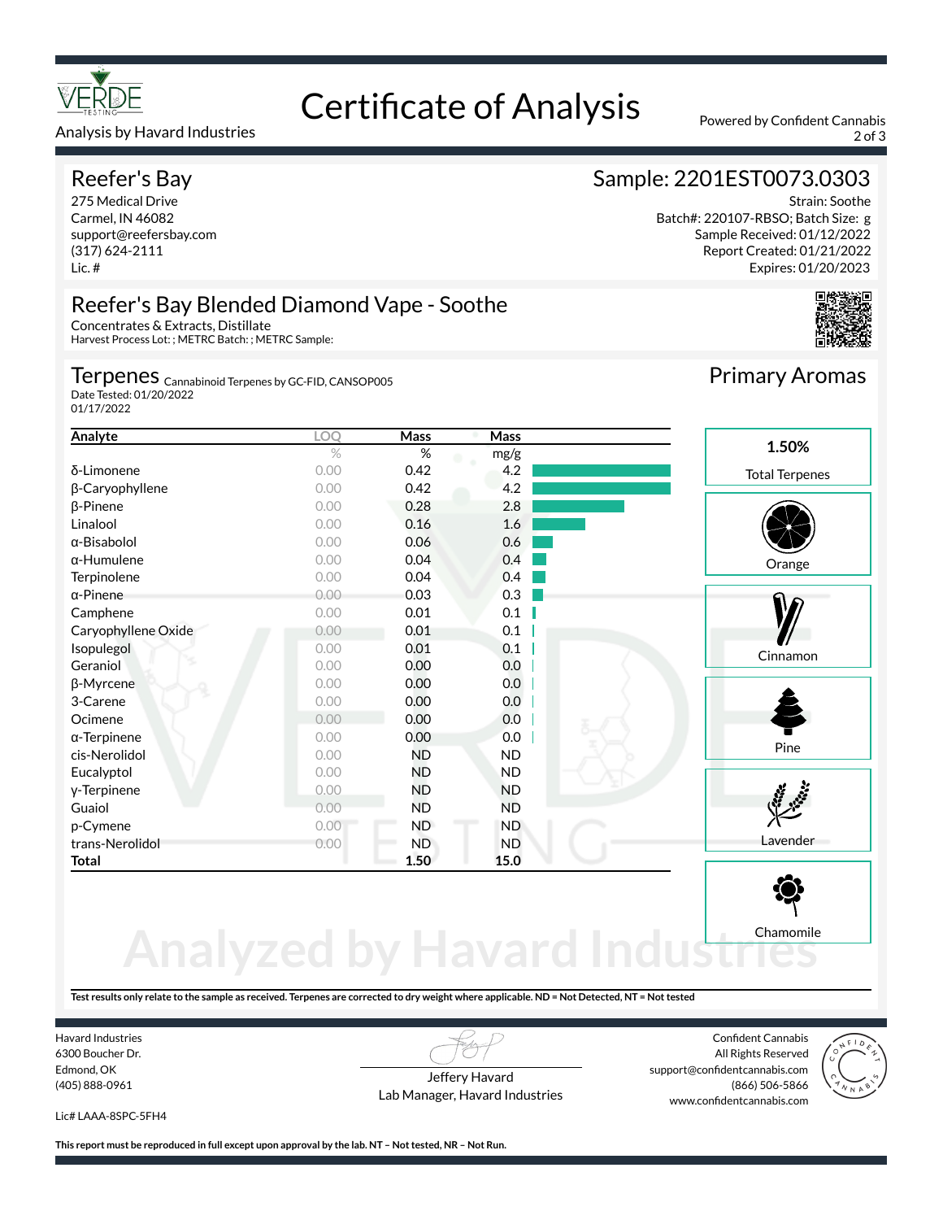# Certificate of Analysis

Analysis by Havard Industries

Powered by Confident Cannabis

## Reefer's Bay

275 Medical Drive
Carmel, IN 46082
support@reefersbay.com
(317) 624-2111
Lic. #

## Sample: 2201EST0073.0303

Strain: Soothe
Batch#: 220107-RBSO; Batch Size: g
Sample Received: 01/12/2022
Report Created: 01/21/2022
Expires: 01/20/2023

## Reefer's Bay Blended Diamond Vape - Soothe

Concentrates & Extracts, Distillate
Harvest Process Lot: ; METRC Batch: ; METRC Sample:

## Terpenes

Cannabinoid Terpenes by GC-FID, CANSOP005
Date Tested: 01/20/2022
01/17/2022

| Analyte | LOQ | Mass | Mass |
|---|---|---|---|
| | % | % | mg/g |
| δ-Limonene | 0.00 | 0.42 | 4.2 |
| β-Caryophyllene | 0.00 | 0.42 | 4.2 |
| β-Pinene | 0.00 | 0.28 | 2.8 |
| Linalool | 0.00 | 0.16 | 1.6 |
| α-Bisabolol | 0.00 | 0.06 | 0.6 |
| α-Humulene | 0.00 | 0.04 | 0.4 |
| Terpinolene | 0.00 | 0.04 | 0.4 |
| α-Pinene | 0.00 | 0.03 | 0.3 |
| Camphene | 0.00 | 0.01 | 0.1 |
| Caryophyllene Oxide | 0.00 | 0.01 | 0.1 |
| Isopulegol | 0.00 | 0.01 | 0.1 |
| Geraniol | 0.00 | 0.00 | 0.0 |
| β-Myrcene | 0.00 | 0.00 | 0.0 |
| 3-Carene | 0.00 | 0.00 | 0.0 |
| Ocimene | 0.00 | 0.00 | 0.0 |
| α-Terpinene | 0.00 | 0.00 | 0.0 |
| cis-Nerolidol | 0.00 | ND | ND |
| Eucalyptol | 0.00 | ND | ND |
| γ-Terpinene | 0.00 | ND | ND |
| Guaiol | 0.00 | ND | ND |
| p-Cymene | 0.00 | ND | ND |
| trans-Nerolidol | 0.00 | ND | ND |
| **Total** | | **1.50** | **15.0** |

## Primary Aromas

**1.50%**
Total Terpenes

- Orange
- Cinnamon
- Pine
- Lavender
- Chamomile

Analyzed by Havard Industries

**Test results only relate to the sample as received. Terpenes are corrected to dry weight where applicable. ND = Not Detected, NT = Not tested**

Havard Industries
6300 Boucher Dr.
Edmond, OK
(405) 888-0961

Lic# LAAA-8SPC-5FH4

Jeffery Havard
Lab Manager, Havard Industries

Confident Cannabis
All Rights Reserved
support@confidentcannabis.com
(866) 506-5866
www.confidentcannabis.com

**This report must be reproduced in full except upon approval by the lab. NT – Not tested, NR – Not Run.**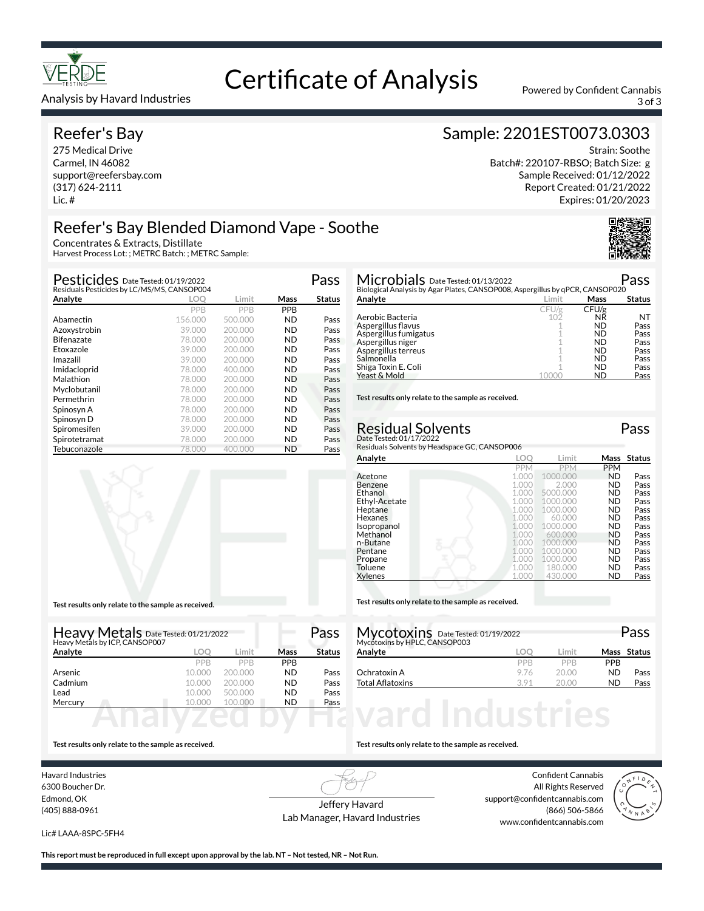# Certificate of Analysis

Analysis by Havard Industries

Powered by Confident Cannabis

## Reefer's Bay

275 Medical Drive
Carmel, IN 46082
support@reefersbay.com
(317) 624-2111
Lic. #

## Sample: 2201EST0073.0303

Strain: Soothe
Batch#: 220107-RBSO; Batch Size: g
Sample Received: 01/12/2022
Report Created: 01/21/2022
Expires: 01/20/2023

## Reefer's Bay Blended Diamond Vape - Soothe

Concentrates & Extracts, Distillate
Harvest Process Lot: ; METRC Batch: ; METRC Sample:

### Pesticides — Pass

Date Tested: 01/19/2022
Residuals Pesticides by LC/MS/MS, CANSOP004

| Analyte | LOQ | Limit | Mass | Status |
|---|---|---|---|---|
| | PPB | PPB | PPB | |
| Abamectin | 156.000 | 500.000 | ND | Pass |
| Azoxystrobin | 39.000 | 200.000 | ND | Pass |
| Bifenazate | 78.000 | 200.000 | ND | Pass |
| Etoxazole | 39.000 | 200.000 | ND | Pass |
| Imazalil | 39.000 | 200.000 | ND | Pass |
| Imidacloprid | 78.000 | 400.000 | ND | Pass |
| Malathion | 78.000 | 200.000 | ND | Pass |
| Myclobutanil | 78.000 | 200.000 | ND | Pass |
| Permethrin | 78.000 | 200.000 | ND | Pass |
| Spinosyn A | 78.000 | 200.000 | ND | Pass |
| Spinosyn D | 78.000 | 200.000 | ND | Pass |
| Spiromesifen | 39.000 | 200.000 | ND | Pass |
| Spirotetramat | 78.000 | 200.000 | ND | Pass |
| Tebuconazole | 78.000 | 400.000 | ND | Pass |

**Test results only relate to the sample as received.**

### Microbials — Pass

Date Tested: 01/13/2022
Biological Analysis by Agar Plates, CANSOP008, Aspergillus by qPCR, CANSOP020

| Analyte | Limit | Mass | Status |
|---|---|---|---|
| | CFU/g | CFU/g | |
| Aerobic Bacteria | 102 | NR | NT |
| Aspergillus flavus | 1 | ND | Pass |
| Aspergillus fumigatus | 1 | ND | Pass |
| Aspergillus niger | 1 | ND | Pass |
| Aspergillus terreus | 1 | ND | Pass |
| Salmonella | 1 | ND | Pass |
| Shiga Toxin E. Coli | 1 | ND | Pass |
| Yeast & Mold | 10000 | ND | Pass |

**Test results only relate to the sample as received.**

### Residual Solvents — Pass

Date Tested: 01/17/2022
Residuals Solvents by Headspace GC, CANSOP006

| Analyte | LOQ | Limit | Mass | Status |
|---|---|---|---|---|
| | PPM | PPM | PPM | |
| Acetone | 1.000 | 1000.000 | ND | Pass |
| Benzene | 1.000 | 2.000 | ND | Pass |
| Ethanol | 1.000 | 5000.000 | ND | Pass |
| Ethyl-Acetate | 1.000 | 1000.000 | ND | Pass |
| Heptane | 1.000 | 1000.000 | ND | Pass |
| Hexanes | 1.000 | 60.000 | ND | Pass |
| Isopropanol | 1.000 | 1000.000 | ND | Pass |
| Methanol | 1.000 | 600.000 | ND | Pass |
| n-Butane | 1.000 | 1000.000 | ND | Pass |
| Pentane | 1.000 | 1000.000 | ND | Pass |
| Propane | 1.000 | 1000.000 | ND | Pass |
| Toluene | 1.000 | 180.000 | ND | Pass |
| Xylenes | 1.000 | 430.000 | ND | Pass |

**Test results only relate to the sample as received.**

### Heavy Metals — Pass

Date Tested: 01/21/2022
Heavy Metals by ICP, CANSOP007

| Analyte | LOQ | Limit | Mass | Status |
|---|---|---|---|---|
| | PPB | PPB | PPB | |
| Arsenic | 10.000 | 200.000 | ND | Pass |
| Cadmium | 10.000 | 200.000 | ND | Pass |
| Lead | 10.000 | 500.000 | ND | Pass |
| Mercury | 10.000 | 100.000 | ND | Pass |

**Test results only relate to the sample as received.**

### Mycotoxins — Pass

Date Tested: 01/19/2022
Mycotoxins by HPLC, CANSOP003

| Analyte | LOQ | Limit | Mass | Status |
|---|---|---|---|---|
| | PPB | PPB | PPB | |
| Ochratoxin A | 9.76 | 20.00 | ND | Pass |
| Total Aflatoxins | 3.91 | 20.00 | ND | Pass |

**Test results only relate to the sample as received.**

---

Havard Industries
6300 Boucher Dr.
Edmond, OK
(405) 888-0961

Lic# LAAA-8SPC-5FH4

Jeffery Havard
Lab Manager, Havard Industries

Confident Cannabis
All Rights Reserved
support@confidentcannabis.com
(866) 506-5866
www.confidentcannabis.com

**This report must be reproduced in full except upon approval by the lab. NT – Not tested, NR – Not Run.**